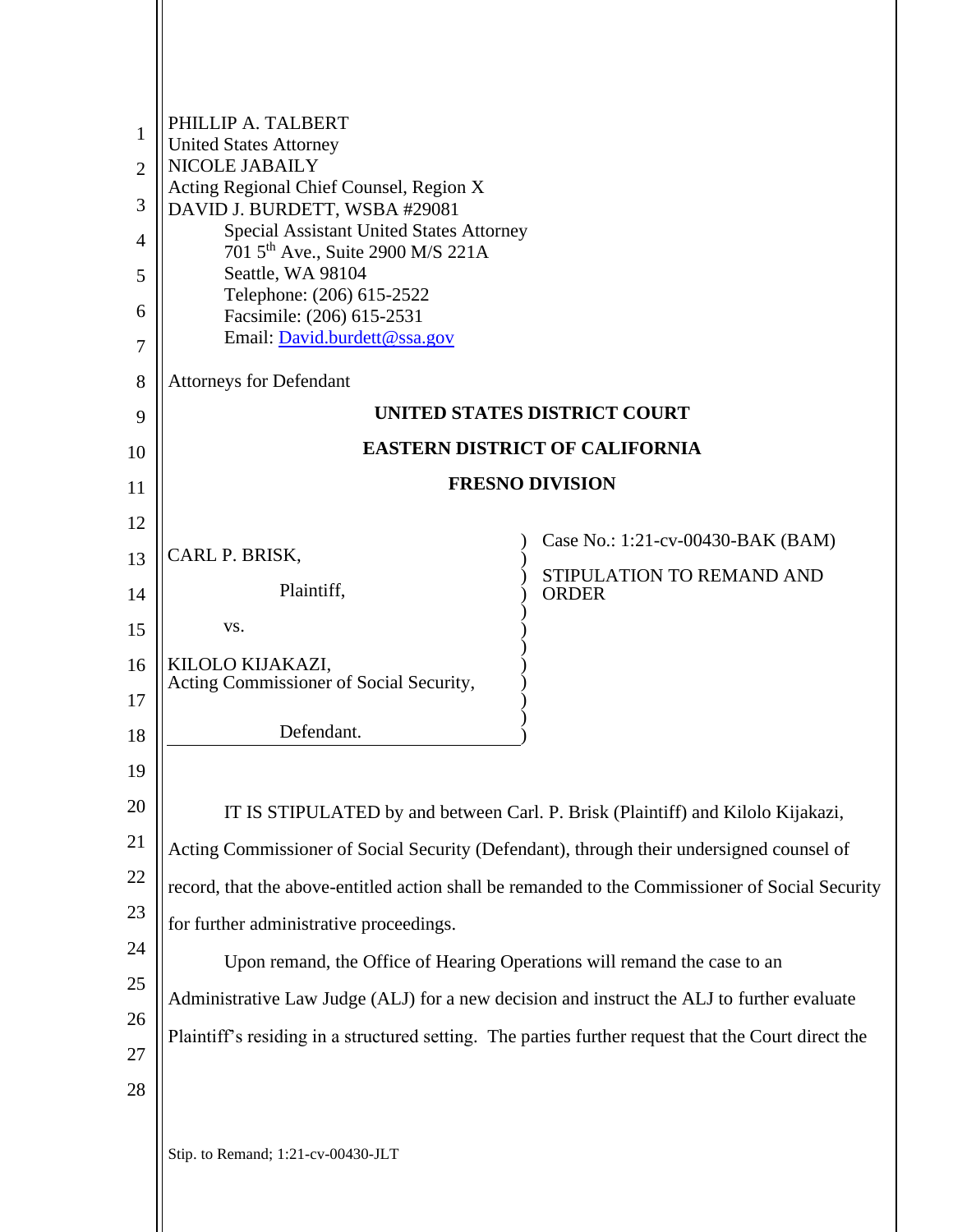PHILLIP A. TALBERT
United States Attorney
NICOLE JABAILY
Acting Regional Chief Counsel, Region X
DAVID J. BURDETT, WSBA #29081
Special Assistant United States Attorney
701 5th Ave., Suite 2900 M/S 221A
Seattle, WA 98104
Telephone: (206) 615-2522
Facsimile: (206) 615-2531
Email: David.burdett@ssa.gov

Attorneys for Defendant

**UNITED STATES DISTRICT COURT**

**EASTERN DISTRICT OF CALIFORNIA**

**FRESNO DIVISION**

| | |
|---|---|
| CARL P. BRISK,<br><br>Plaintiff,<br><br>vs.<br><br>KILOLO KIJAKAZI,<br>Acting Commissioner of Social Security,<br><br>Defendant. | Case No.: 1:21-cv-00430-BAK (BAM)<br><br>STIPULATION TO REMAND AND ORDER |

IT IS STIPULATED by and between Carl. P. Brisk (Plaintiff) and Kilolo Kijakazi, Acting Commissioner of Social Security (Defendant), through their undersigned counsel of record, that the above-entitled action shall be remanded to the Commissioner of Social Security for further administrative proceedings.

Upon remand, the Office of Hearing Operations will remand the case to an Administrative Law Judge (ALJ) for a new decision and instruct the ALJ to further evaluate Plaintiff's residing in a structured setting. The parties further request that the Court direct the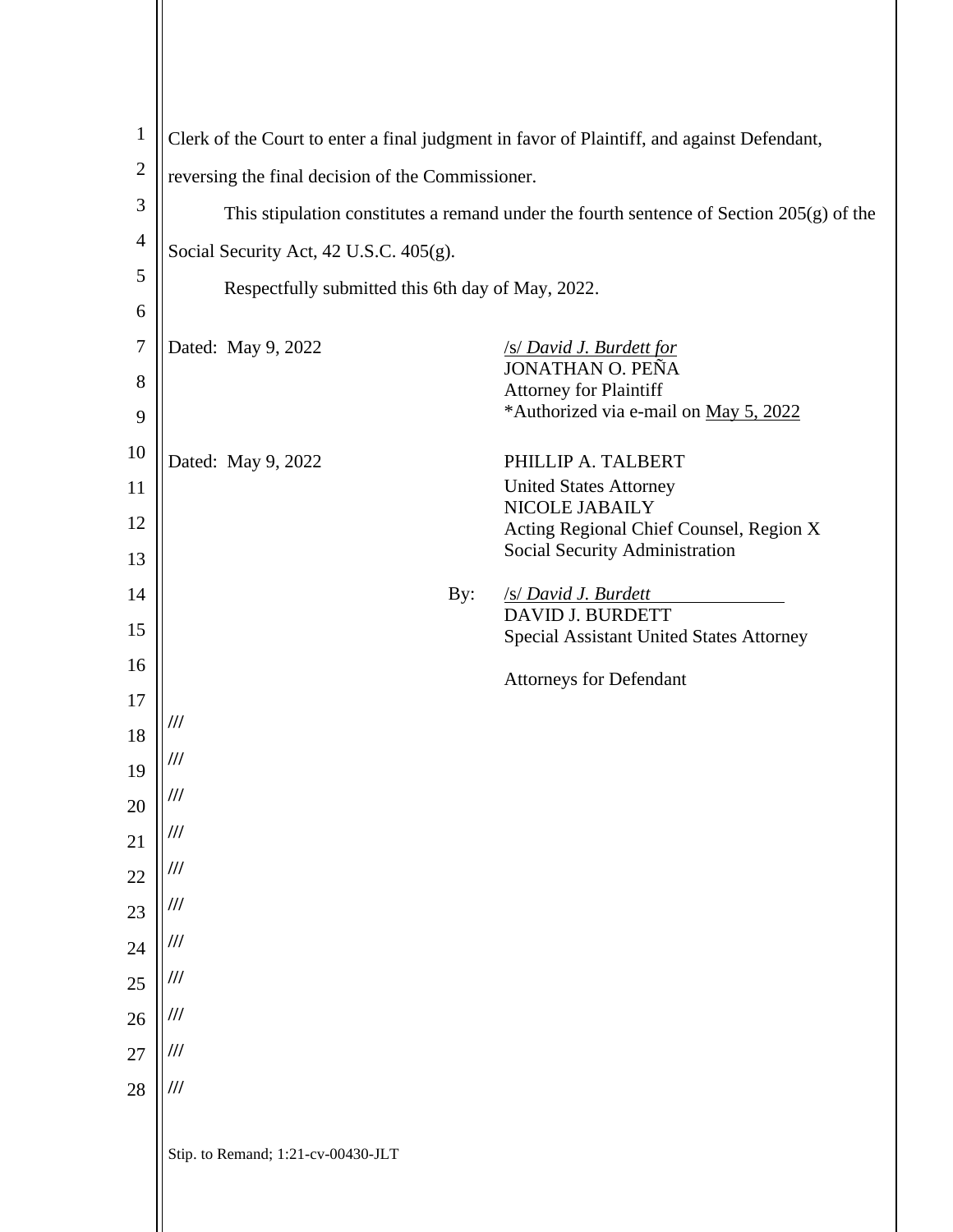Clerk of the Court to enter a final judgment in favor of Plaintiff, and against Defendant, reversing the final decision of the Commissioner.

This stipulation constitutes a remand under the fourth sentence of Section 205(g) of the Social Security Act, 42 U.S.C. 405(g).

Respectfully submitted this 6th day of May, 2022.

Dated: May 9, 2022

/s/ *David J. Burdett for*
JONATHAN O. PEÑA
Attorney for Plaintiff
*Authorized via e-mail on May 5, 2022

Dated: May 9, 2022

PHILLIP A. TALBERT
United States Attorney
NICOLE JABAILY
Acting Regional Chief Counsel, Region X
Social Security Administration

By: /s/ *David J. Burdett*
DAVID J. BURDETT
Special Assistant United States Attorney

Attorneys for Defendant

///
///
///
///
///
///
///
///
///
///
///

Stip. to Remand; 1:21-cv-00430-JLT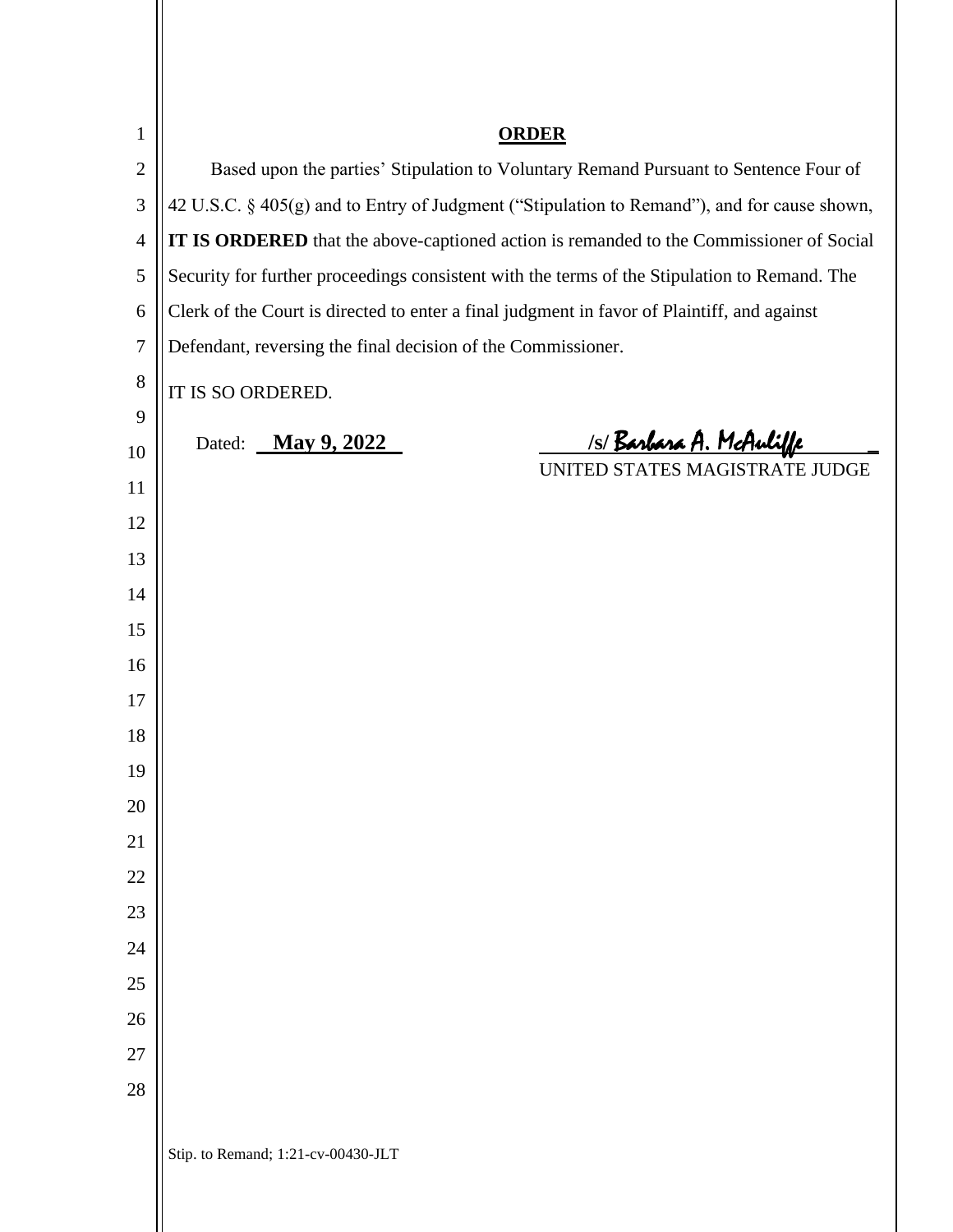## ORDER

Based upon the parties' Stipulation to Voluntary Remand Pursuant to Sentence Four of 42 U.S.C. § 405(g) and to Entry of Judgment ("Stipulation to Remand"), and for cause shown, **IT IS ORDERED** that the above-captioned action is remanded to the Commissioner of Social Security for further proceedings consistent with the terms of the Stipulation to Remand. The Clerk of the Court is directed to enter a final judgment in favor of Plaintiff, and against Defendant, reversing the final decision of the Commissioner.

IT IS SO ORDERED.

Dated: **May 9, 2022**

/s/ Barbara A. McAuliffe
UNITED STATES MAGISTRATE JUDGE

Stip. to Remand; 1:21-cv-00430-JLT